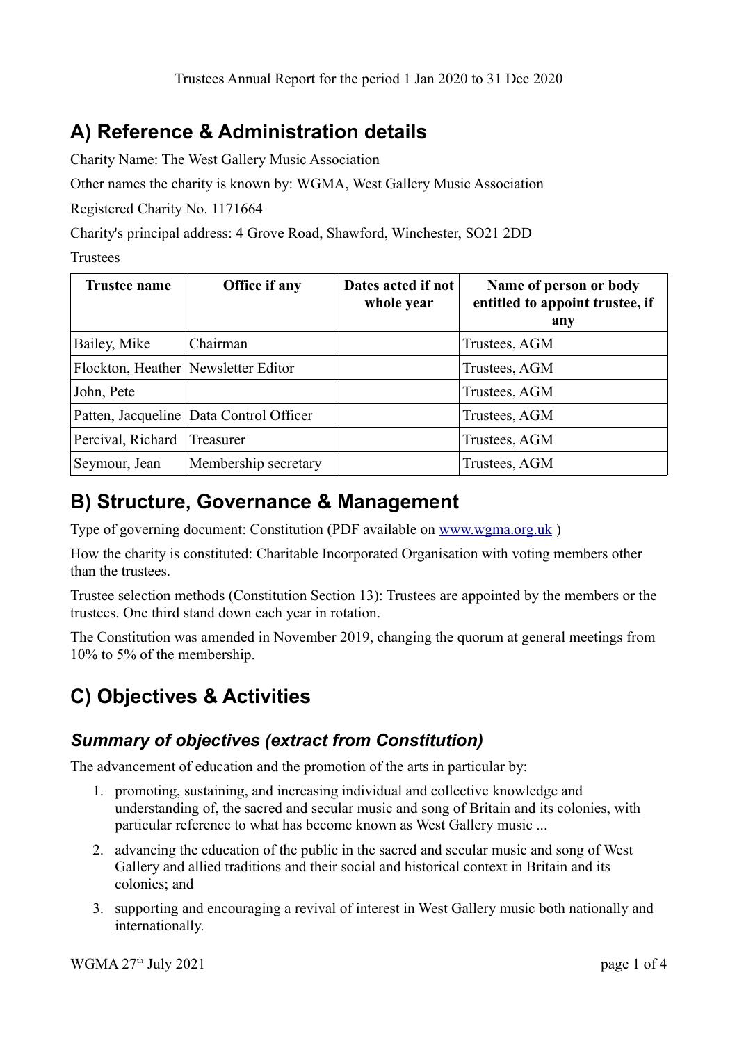Trustees Annual Report for the period 1 Jan 2020 to 31 Dec 2020

# A) Reference & Administration details

Charity Name: The West Gallery Music Association

Other names the charity is known by: WGMA, West Gallery Music Association

Registered Charity No. 1171664

Charity's principal address: 4 Grove Road, Shawford, Winchester, SO21 2DD

Trustees

| Trustee name | Office if any | Dates acted if not whole year | Name of person or body entitled to appoint trustee, if any |
|---|---|---|---|
| Bailey, Mike | Chairman | | Trustees, AGM |
| Flockton, Heather | Newsletter Editor | | Trustees, AGM |
| John, Pete | | | Trustees, AGM |
| Patten, Jacqueline | Data Control Officer | | Trustees, AGM |
| Percival, Richard | Treasurer | | Trustees, AGM |
| Seymour, Jean | Membership secretary | | Trustees, AGM |

# B) Structure, Governance & Management

Type of governing document: Constitution (PDF available on [www.wgma.org.uk](http://www.wgma.org.uk) )

How the charity is constituted: Charitable Incorporated Organisation with voting members other than the trustees.

Trustee selection methods (Constitution Section 13): Trustees are appointed by the members or the trustees. One third stand down each year in rotation.

The Constitution was amended in November 2019, changing the quorum at general meetings from 10% to 5% of the membership.

# C) Objectives & Activities

## *Summary of objectives (extract from Constitution)*

The advancement of education and the promotion of the arts in particular by:

1. promoting, sustaining, and increasing individual and collective knowledge and understanding of, the sacred and secular music and song of Britain and its colonies, with particular reference to what has become known as West Gallery music ...
2. advancing the education of the public in the sacred and secular music and song of West Gallery and allied traditions and their social and historical context in Britain and its colonies; and
3. supporting and encouraging a revival of interest in West Gallery music both nationally and internationally.

WGMA 27th July 2021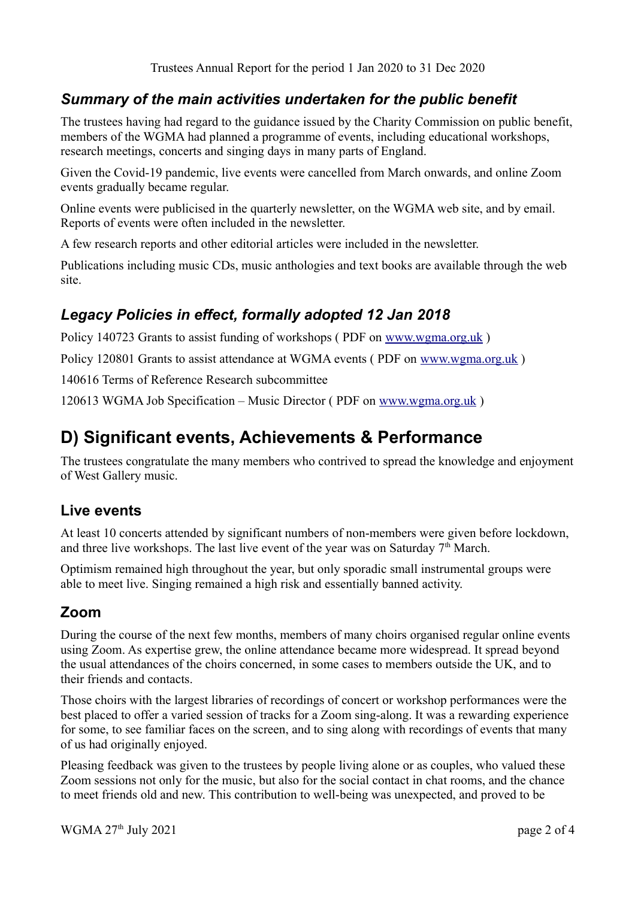Trustees Annual Report for the period 1 Jan 2020 to 31 Dec 2020

### *Summary of the main activities undertaken for the public benefit*

The trustees having had regard to the guidance issued by the Charity Commission on public benefit, members of the WGMA had planned a programme of events, including educational workshops, research meetings, concerts and singing days in many parts of England.

Given the Covid-19 pandemic, live events were cancelled from March onwards, and online Zoom events gradually became regular.

Online events were publicised in the quarterly newsletter, on the WGMA web site, and by email. Reports of events were often included in the newsletter.

A few research reports and other editorial articles were included in the newsletter.

Publications including music CDs, music anthologies and text books are available through the web site.

### *Legacy Policies in effect, formally adopted 12 Jan 2018*

Policy 140723 Grants to assist funding of workshops ( PDF on www.wgma.org.uk )

Policy 120801 Grants to assist attendance at WGMA events ( PDF on www.wgma.org.uk )

140616 Terms of Reference Research subcommittee

120613 WGMA Job Specification – Music Director ( PDF on www.wgma.org.uk )

## D) Significant events, Achievements & Performance

The trustees congratulate the many members who contrived to spread the knowledge and enjoyment of West Gallery music.

### Live events

At least 10 concerts attended by significant numbers of non-members were given before lockdown, and three live workshops. The last live event of the year was on Saturday 7th March.

Optimism remained high throughout the year, but only sporadic small instrumental groups were able to meet live. Singing remained a high risk and essentially banned activity.

### Zoom

During the course of the next few months, members of many choirs organised regular online events using Zoom. As expertise grew, the online attendance became more widespread. It spread beyond the usual attendances of the choirs concerned, in some cases to members outside the UK, and to their friends and contacts.

Those choirs with the largest libraries of recordings of concert or workshop performances were the best placed to offer a varied session of tracks for a Zoom sing-along. It was a rewarding experience for some, to see familiar faces on the screen, and to sing along with recordings of events that many of us had originally enjoyed.

Pleasing feedback was given to the trustees by people living alone or as couples, who valued these Zoom sessions not only for the music, but also for the social contact in chat rooms, and the chance to meet friends old and new. This contribution to well-being was unexpected, and proved to be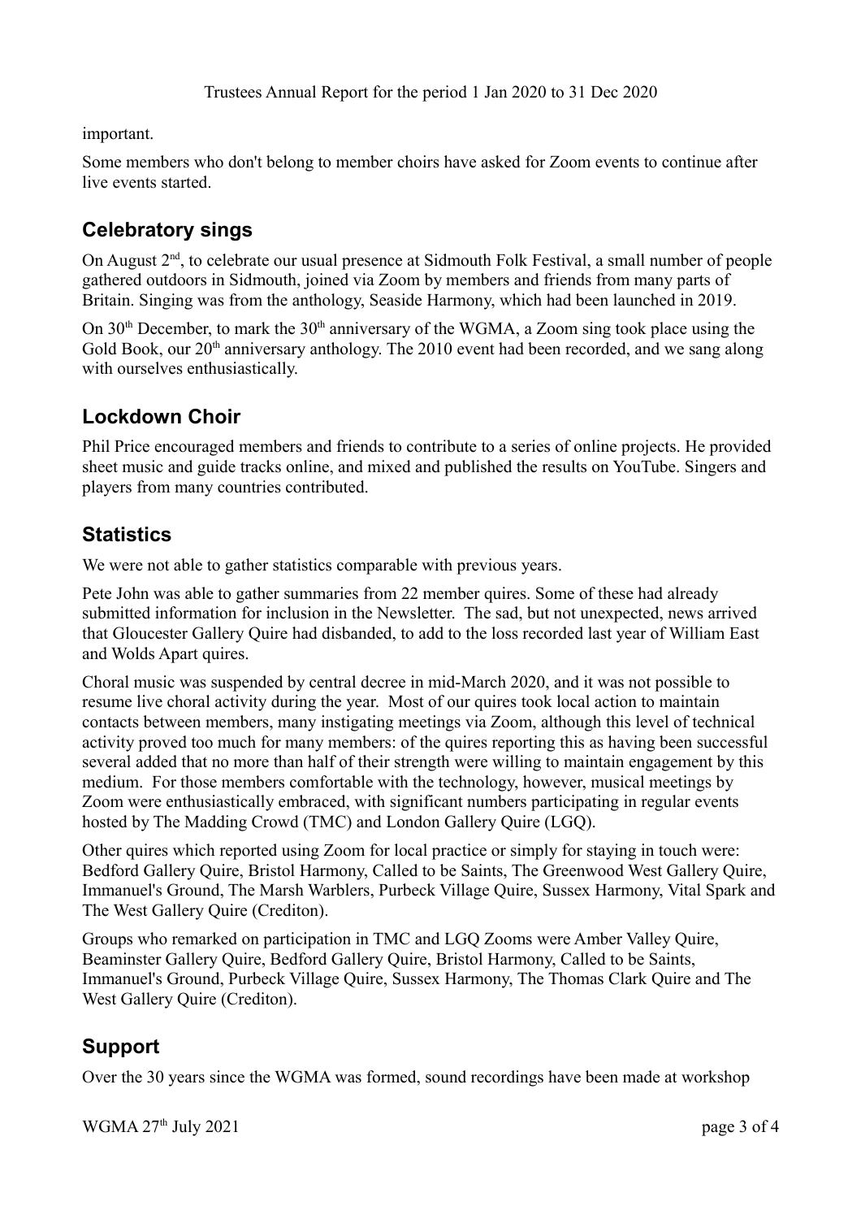important.

Some members who don't belong to member choirs have asked for Zoom events to continue after live events started.

## Celebratory sings

On August 2nd, to celebrate our usual presence at Sidmouth Folk Festival, a small number of people gathered outdoors in Sidmouth, joined via Zoom by members and friends from many parts of Britain. Singing was from the anthology, Seaside Harmony, which had been launched in 2019.

On 30th December, to mark the 30th anniversary of the WGMA, a Zoom sing took place using the Gold Book, our 20th anniversary anthology. The 2010 event had been recorded, and we sang along with ourselves enthusiastically.

## Lockdown Choir

Phil Price encouraged members and friends to contribute to a series of online projects. He provided sheet music and guide tracks online, and mixed and published the results on YouTube. Singers and players from many countries contributed.

## Statistics

We were not able to gather statistics comparable with previous years.

Pete John was able to gather summaries from 22 member quires. Some of these had already submitted information for inclusion in the Newsletter. The sad, but not unexpected, news arrived that Gloucester Gallery Quire had disbanded, to add to the loss recorded last year of William East and Wolds Apart quires.

Choral music was suspended by central decree in mid-March 2020, and it was not possible to resume live choral activity during the year. Most of our quires took local action to maintain contacts between members, many instigating meetings via Zoom, although this level of technical activity proved too much for many members: of the quires reporting this as having been successful several added that no more than half of their strength were willing to maintain engagement by this medium. For those members comfortable with the technology, however, musical meetings by Zoom were enthusiastically embraced, with significant numbers participating in regular events hosted by The Madding Crowd (TMC) and London Gallery Quire (LGQ).

Other quires which reported using Zoom for local practice or simply for staying in touch were: Bedford Gallery Quire, Bristol Harmony, Called to be Saints, The Greenwood West Gallery Quire, Immanuel's Ground, The Marsh Warblers, Purbeck Village Quire, Sussex Harmony, Vital Spark and The West Gallery Quire (Crediton).

Groups who remarked on participation in TMC and LGQ Zooms were Amber Valley Quire, Beaminster Gallery Quire, Bedford Gallery Quire, Bristol Harmony, Called to be Saints, Immanuel's Ground, Purbeck Village Quire, Sussex Harmony, The Thomas Clark Quire and The West Gallery Quire (Crediton).

## Support

Over the 30 years since the WGMA was formed, sound recordings have been made at workshop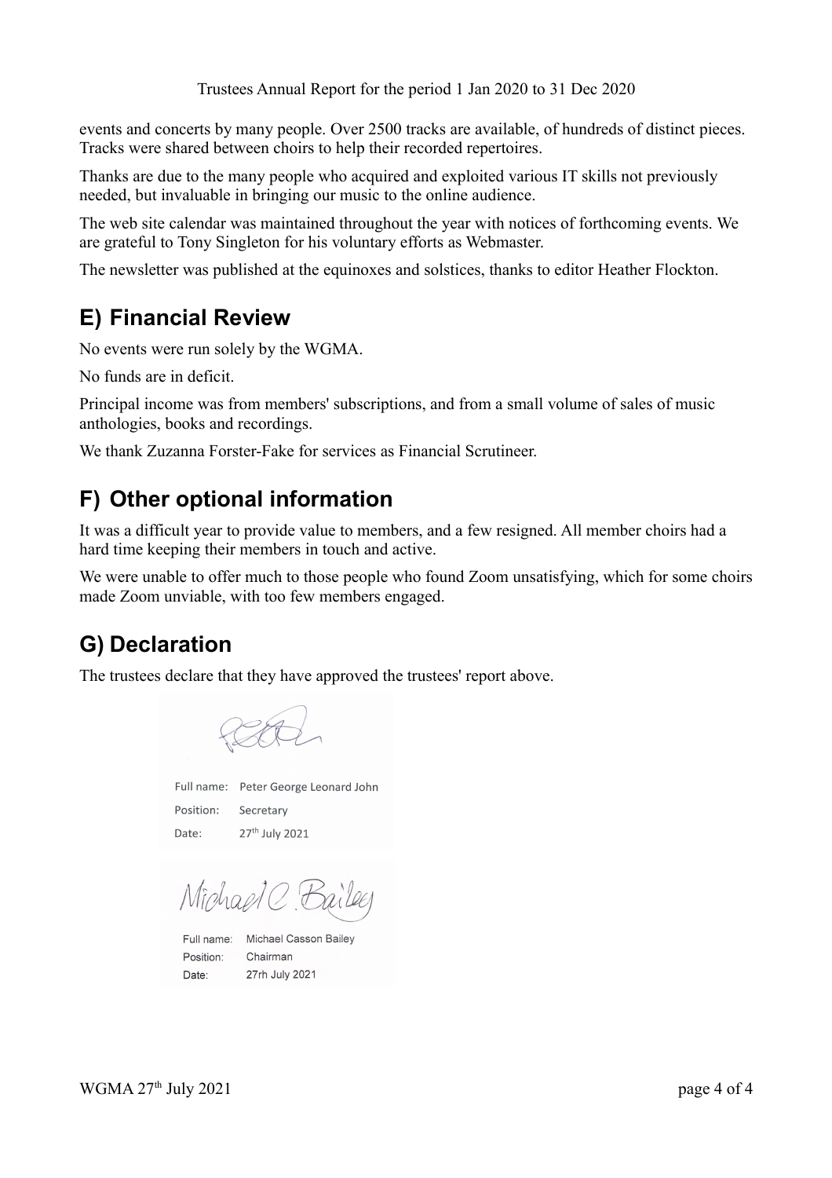events and concerts by many people. Over 2500 tracks are available, of hundreds of distinct pieces. Tracks were shared between choirs to help their recorded repertoires.

Thanks are due to the many people who acquired and exploited various IT skills not previously needed, but invaluable in bringing our music to the online audience.

The web site calendar was maintained throughout the year with notices of forthcoming events. We are grateful to Tony Singleton for his voluntary efforts as Webmaster.

The newsletter was published at the equinoxes and solstices, thanks to editor Heather Flockton.

## E) Financial Review

No events were run solely by the WGMA.

No funds are in deficit.

Principal income was from members' subscriptions, and from a small volume of sales of music anthologies, books and recordings.

We thank Zuzanna Forster-Fake for services as Financial Scrutineer.

## F) Other optional information

It was a difficult year to provide value to members, and a few resigned. All member choirs had a hard time keeping their members in touch and active.

We were unable to offer much to those people who found Zoom unsatisfying, which for some choirs made Zoom unviable, with too few members engaged.

## G) Declaration

The trustees declare that they have approved the trustees' report above.

Full name: Peter George Leonard John
Position: Secretary
Date: 27th July 2021

Michael C. Bailey

Full name: Michael Casson Bailey
Position: Chairman
Date: 27rh July 2021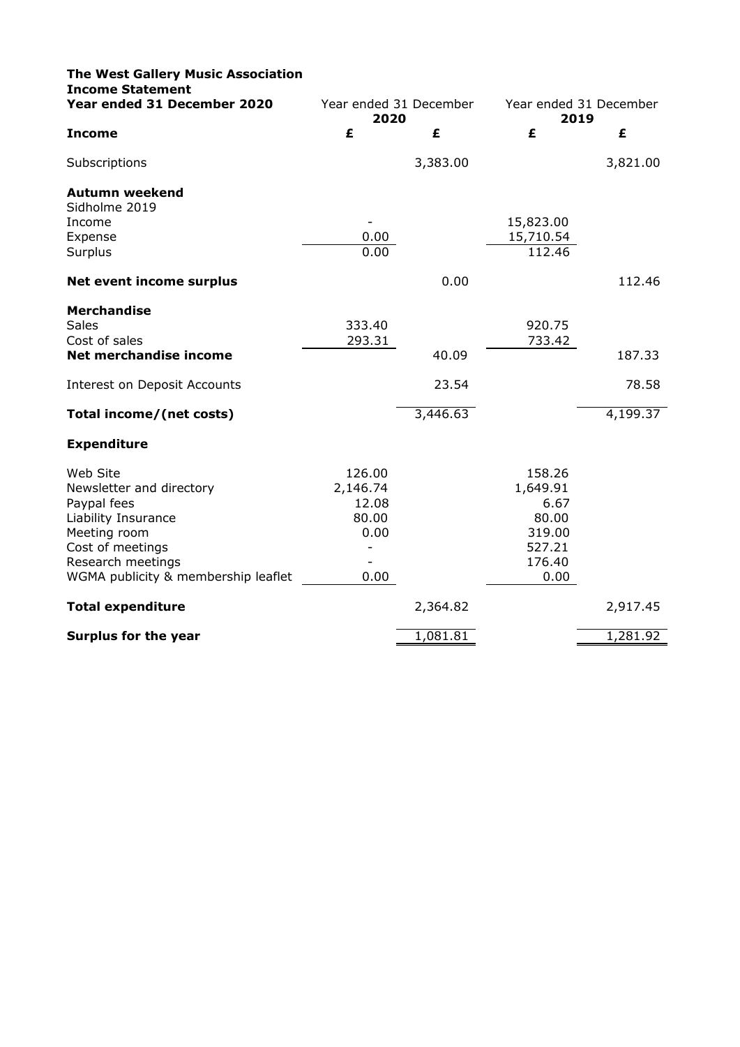**The West Gallery Music Association**
**Income Statement**
**Year ended 31 December 2020**

| | Year ended 31 December 2020 | | Year ended 31 December 2019 | |
|---|---|---|---|---|
| **Income** | **£** | **£** | **£** | **£** |
| Subscriptions | | 3,383.00 | | 3,821.00 |
| **Autumn weekend** | | | | |
| Sidholme 2019 | | | | |
| Income | - | | 15,823.00 | |
| Expense | 0.00 | | 15,710.54 | |
| Surplus | 0.00 | | 112.46 | |
| **Net event income surplus** | | 0.00 | | 112.46 |
| **Merchandise** | | | | |
| Sales | 333.40 | | 920.75 | |
| Cost of sales | 293.31 | | 733.42 | |
| **Net merchandise income** | | 40.09 | | 187.33 |
| Interest on Deposit Accounts | | 23.54 | | 78.58 |
| **Total income/(net costs)** | | 3,446.63 | | 4,199.37 |
| **Expenditure** | | | | |
| Web Site | 126.00 | | 158.26 | |
| Newsletter and directory | 2,146.74 | | 1,649.91 | |
| Paypal fees | 12.08 | | 6.67 | |
| Liability Insurance | 80.00 | | 80.00 | |
| Meeting room | 0.00 | | 319.00 | |
| Cost of meetings | - | | 527.21 | |
| Research meetings | - | | 176.40 | |
| WGMA publicity & membership leaflet | 0.00 | | 0.00 | |
| **Total expenditure** | | 2,364.82 | | 2,917.45 |
| **Surplus for the year** | | 1,081.81 | | 1,281.92 |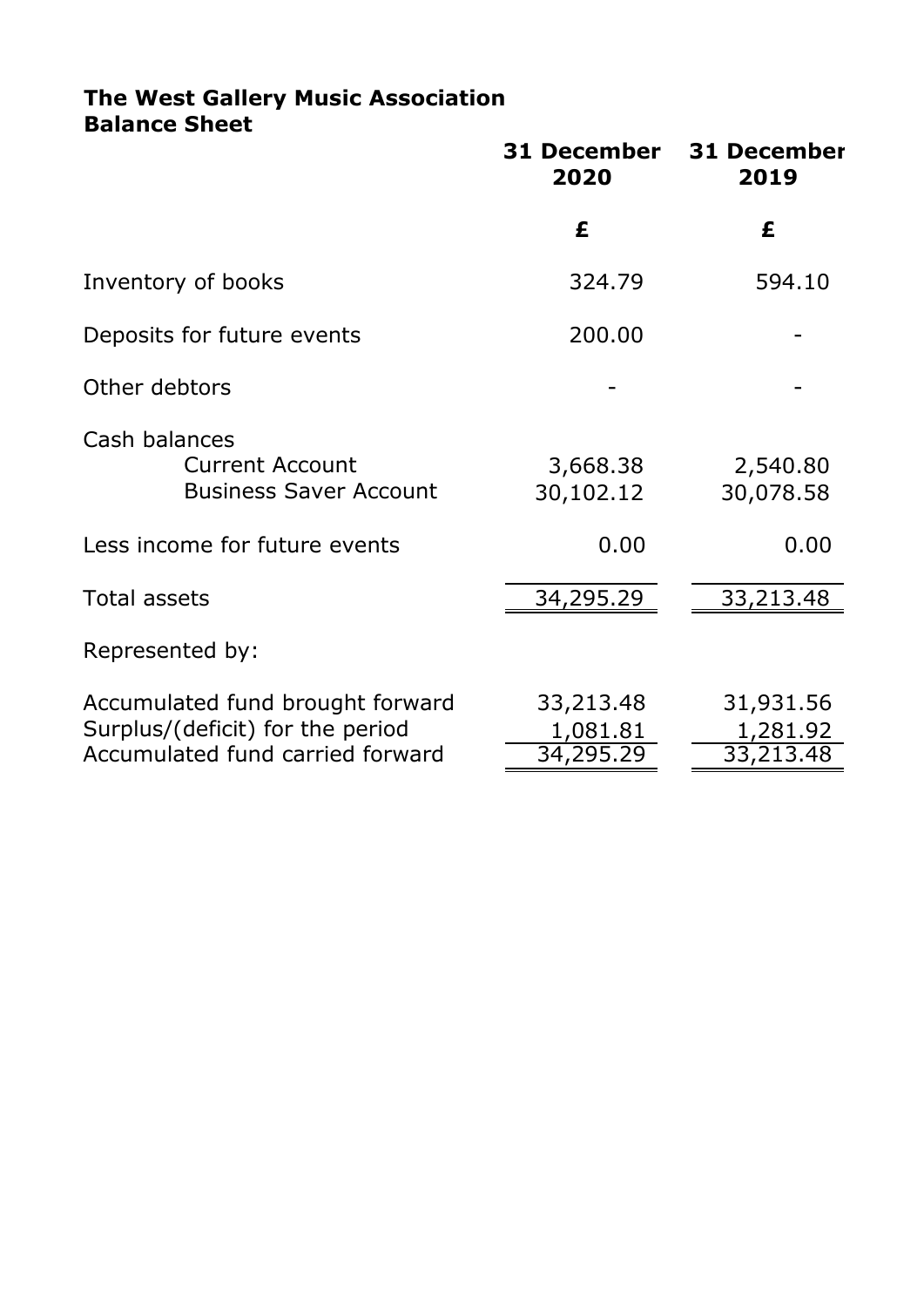**The West Gallery Music Association**
**Balance Sheet**

| | 31 December 2020 | 31 December 2019 |
|---|---|---|
| | £ | £ |
| Inventory of books | 324.79 | 594.10 |
| Deposits for future events | 200.00 | - |
| Other debtors | - | - |
| Cash balances | | |
| Current Account | 3,668.38 | 2,540.80 |
| Business Saver Account | 30,102.12 | 30,078.58 |
| Less income for future events | 0.00 | 0.00 |
| Total assets | 34,295.29 | 33,213.48 |
| Represented by: | | |
| Accumulated fund brought forward | 33,213.48 | 31,931.56 |
| Surplus/(deficit) for the period | 1,081.81 | 1,281.92 |
| Accumulated fund carried forward | 34,295.29 | 33,213.48 |